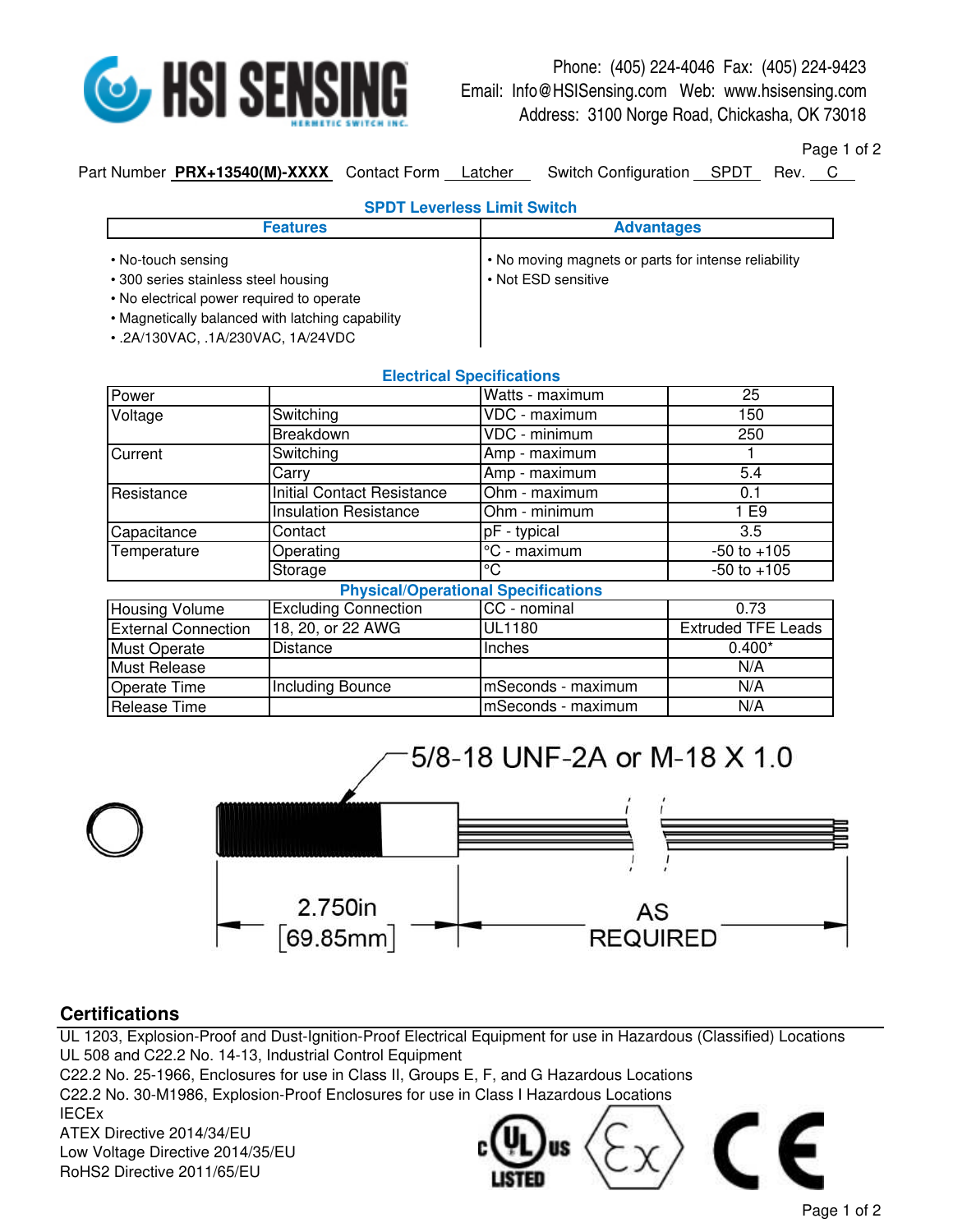HSI SENSING
HERMETIC SWITCH INC.

Phone: (405) 224-4046 Fax: (405) 224-9423
Email: Info@HSISensing.com Web: www.hsisensing.com
Address: 3100 Norge Road, Chickasha, OK 73018

Part Number **PRX+13540(M)-XXXX** Contact Form Latcher Switch Configuration SPDT Rev. C

## SPDT Leverless Limit Switch

| Features | Advantages |
|---|---|
| • No-touch sensing<br>• 300 series stainless steel housing<br>• No electrical power required to operate<br>• Magnetically balanced with latching capability<br>• .2A/130VAC, .1A/230VAC, 1A/24VDC | • No moving magnets or parts for intense reliability<br>• Not ESD sensitive |

## Electrical Specifications

| | | | |
|---|---|---|---|
| Power | | Watts - maximum | 25 |
| Voltage | Switching | VDC - maximum | 150 |
| | Breakdown | VDC - minimum | 250 |
| Current | Switching | Amp - maximum | 1 |
| | Carry | Amp - maximum | 5.4 |
| Resistance | Initial Contact Resistance | Ohm - maximum | 0.1 |
| | Insulation Resistance | Ohm - minimum | 1 E9 |
| Capacitance | Contact | pF - typical | 3.5 |
| Temperature | Operating | °C - maximum | -50 to +105 |
| | Storage | °C | -50 to +105 |

## Physical/Operational Specifications

| | | | |
|---|---|---|---|
| Housing Volume | Excluding Connection | CC - nominal | 0.73 |
| External Connection | 18, 20, or 22 AWG | UL1180 | Extruded TFE Leads |
| Must Operate | Distance | Inches | 0.400* |
| Must Release | | | N/A |
| Operate Time | Including Bounce | mSeconds - maximum | N/A |
| Release Time | | mSeconds - maximum | N/A |

5/8-18 UNF-2A or M-18 X 1.0

2.750in
[69.85mm]

AS REQUIRED

## Certifications

UL 1203, Explosion-Proof and Dust-Ignition-Proof Electrical Equipment for use in Hazardous (Classified) Locations
UL 508 and C22.2 No. 14-13, Industrial Control Equipment
C22.2 No. 25-1966, Enclosures for use in Class II, Groups E, F, and G Hazardous Locations
C22.2 No. 30-M1986, Explosion-Proof Enclosures for use in Class I Hazardous Locations
IECEx
ATEX Directive 2014/34/EU
Low Voltage Directive 2014/35/EU
RoHS2 Directive 2011/65/EU

c UL us LISTED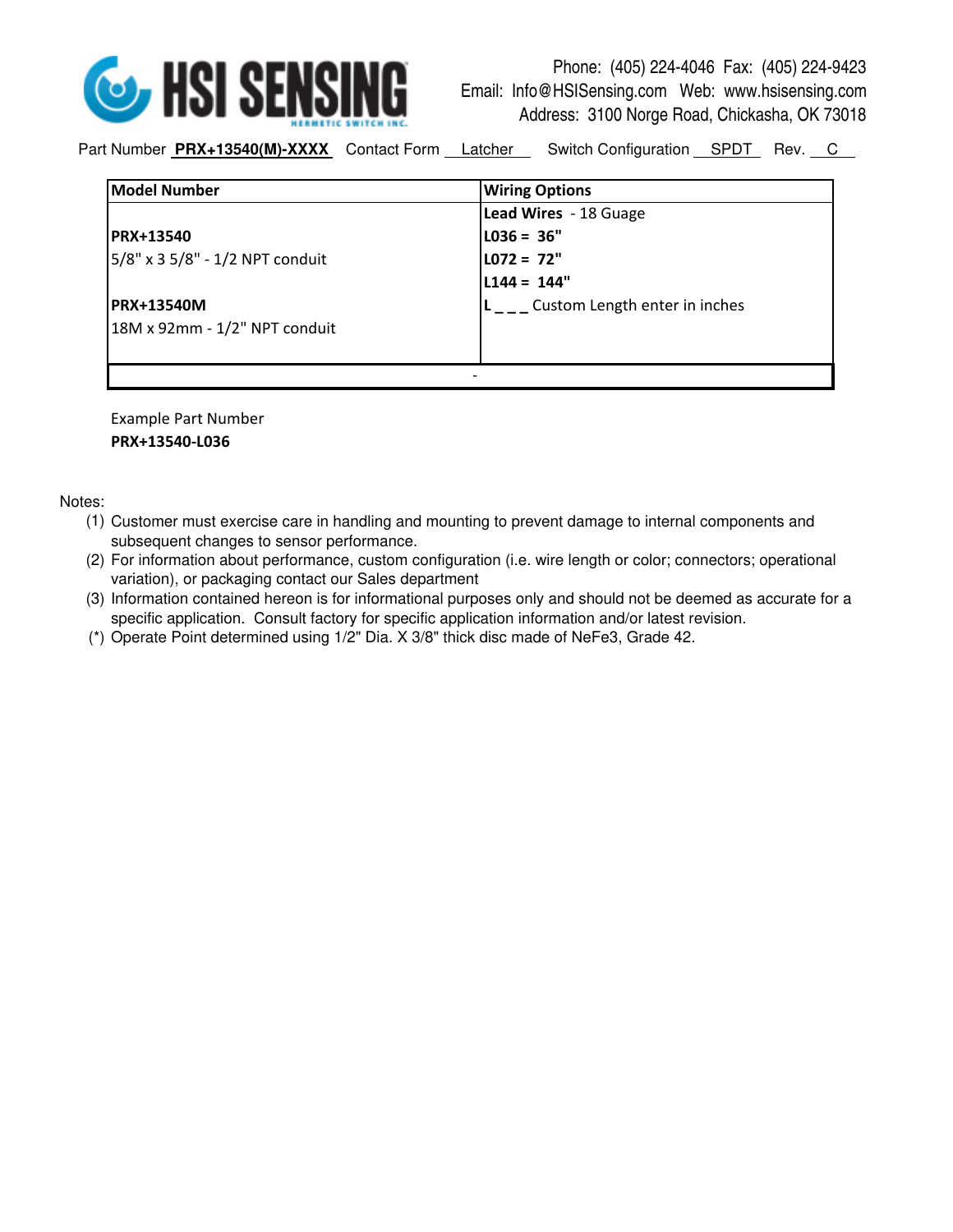HSI SENSING
HERMETIC SWITCH INC.

Phone: (405) 224-4046 Fax: (405) 224-9423
Email: Info@HSISensing.com Web: www.hsisensing.com
Address: 3100 Norge Road, Chickasha, OK 73018

Part Number **PRX+13540(M)-XXXX** Contact Form Latcher Switch Configuration SPDT Rev. C

| Model Number | Wiring Options |
|---|---|
| | **Lead Wires** - 18 Guage |
| **PRX+13540** | **L036 = 36"** |
| 5/8" x 3 5/8" - 1/2 NPT conduit | **L072 = 72"** |
| | **L144 = 144"** |
| **PRX+13540M** | **L _ _ _** Custom Length enter in inches |
| 18M x 92mm - 1/2" NPT conduit | |
| - | |

Example Part Number
**PRX+13540-L036**

Notes:
(1) Customer must exercise care in handling and mounting to prevent damage to internal components and subsequent changes to sensor performance.
(2) For information about performance, custom configuration (i.e. wire length or color; connectors; operational variation), or packaging contact our Sales department
(3) Information contained hereon is for informational purposes only and should not be deemed as accurate for a specific application. Consult factory for specific application information and/or latest revision.
(*) Operate Point determined using 1/2" Dia. X 3/8" thick disc made of NeFe3, Grade 42.